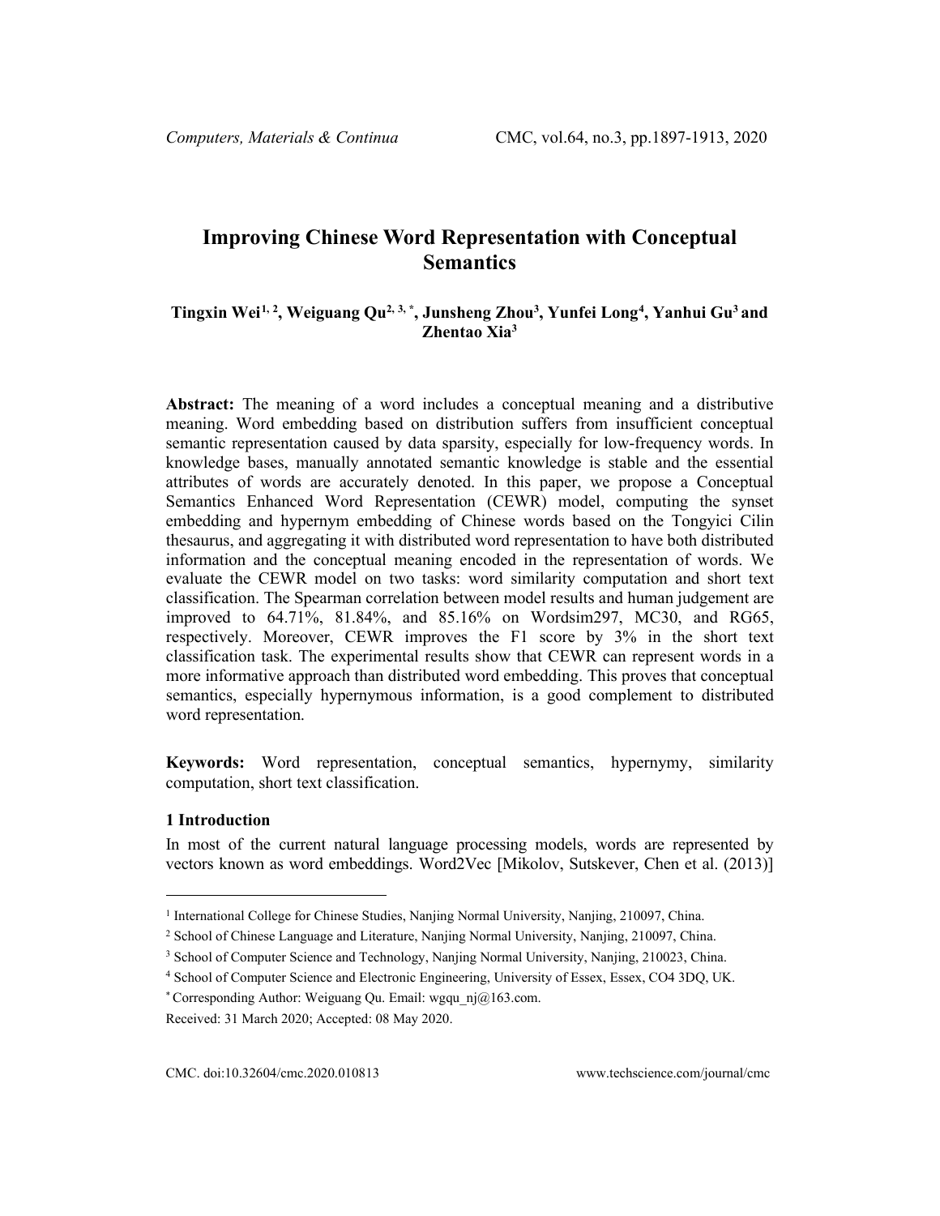# Improving Chinese Word Representation with Conceptual Semantics

**Tingxin Wei[1, 2], Weiguang Qu[2, 3, *], Junsheng Zhou[3], Yunfei Long[4], Yanhui Gu[3] and Zhentao Xia[3]**

**Abstract:** The meaning of a word includes a conceptual meaning and a distributive meaning. Word embedding based on distribution suffers from insufficient conceptual semantic representation caused by data sparsity, especially for low-frequency words. In knowledge bases, manually annotated semantic knowledge is stable and the essential attributes of words are accurately denoted. In this paper, we propose a Conceptual Semantics Enhanced Word Representation (CEWR) model, computing the synset embedding and hypernym embedding of Chinese words based on the Tongyici Cilin thesaurus, and aggregating it with distributed word representation to have both distributed information and the conceptual meaning encoded in the representation of words. We evaluate the CEWR model on two tasks: word similarity computation and short text classification. The Spearman correlation between model results and human judgement are improved to 64.71%, 81.84%, and 85.16% on Wordsim297, MC30, and RG65, respectively. Moreover, CEWR improves the F1 score by 3% in the short text classification task. The experimental results show that CEWR can represent words in a more informative approach than distributed word embedding. This proves that conceptual semantics, especially hypernymous information, is a good complement to distributed word representation.

**Keywords:** Word representation, conceptual semantics, hypernymy, similarity computation, short text classification.

## 1 Introduction

In most of the current natural language processing models, words are represented by vectors known as word embeddings. Word2Vec [Mikolov, Sutskever, Chen et al. (2013)]

---

[1] International College for Chinese Studies, Nanjing Normal University, Nanjing, 210097, China.

[2] School of Chinese Language and Literature, Nanjing Normal University, Nanjing, 210097, China.

[3] School of Computer Science and Technology, Nanjing Normal University, Nanjing, 210023, China.

[4] School of Computer Science and Electronic Engineering, University of Essex, Essex, CO4 3DQ, UK.

[*] Corresponding Author: Weiguang Qu. Email: wgqu_nj@163.com.

Received: 31 March 2020; Accepted: 08 May 2020.

CMC. doi:10.32604/cmc.2020.010813 www.techscience.com/journal/cmc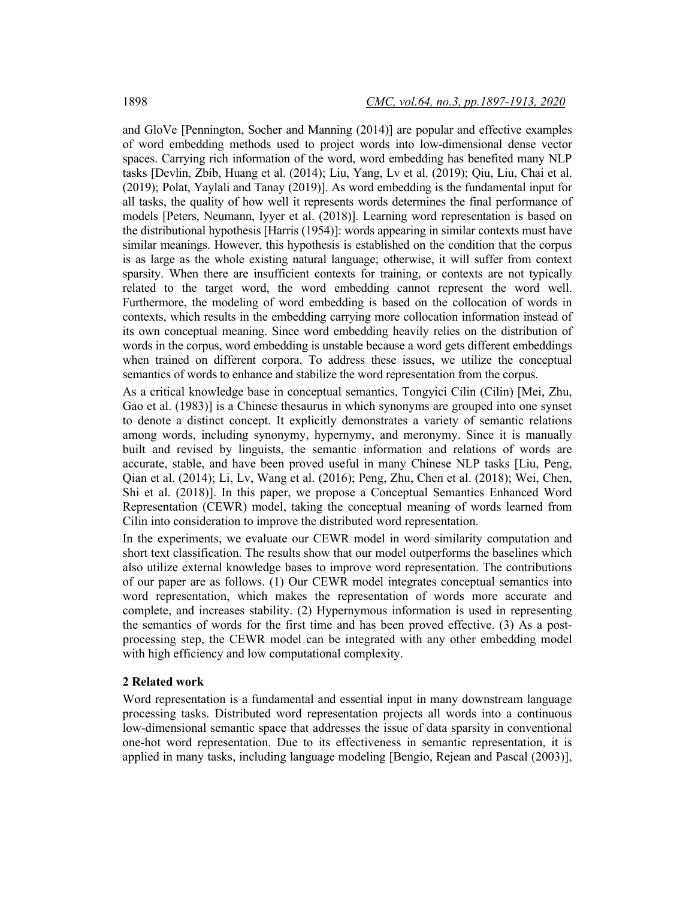and GloVe [Pennington, Socher and Manning (2014)] are popular and effective examples of word embedding methods used to project words into low-dimensional dense vector spaces. Carrying rich information of the word, word embedding has benefited many NLP tasks [Devlin, Zbib, Huang et al. (2014); Liu, Yang, Lv et al. (2019); Qiu, Liu, Chai et al. (2019); Polat, Yaylali and Tanay (2019)]. As word embedding is the fundamental input for all tasks, the quality of how well it represents words determines the final performance of models [Peters, Neumann, Iyyer et al. (2018)]. Learning word representation is based on the distributional hypothesis [Harris (1954)]: words appearing in similar contexts must have similar meanings. However, this hypothesis is established on the condition that the corpus is as large as the whole existing natural language; otherwise, it will suffer from context sparsity. When there are insufficient contexts for training, or contexts are not typically related to the target word, the word embedding cannot represent the word well. Furthermore, the modeling of word embedding is based on the collocation of words in contexts, which results in the embedding carrying more collocation information instead of its own conceptual meaning. Since word embedding heavily relies on the distribution of words in the corpus, word embedding is unstable because a word gets different embeddings when trained on different corpora. To address these issues, we utilize the conceptual semantics of words to enhance and stabilize the word representation from the corpus.

As a critical knowledge base in conceptual semantics, Tongyici Cilin (Cilin) [Mei, Zhu, Gao et al. (1983)] is a Chinese thesaurus in which synonyms are grouped into one synset to denote a distinct concept. It explicitly demonstrates a variety of semantic relations among words, including synonymy, hypernymy, and meronymy. Since it is manually built and revised by linguists, the semantic information and relations of words are accurate, stable, and have been proved useful in many Chinese NLP tasks [Liu, Peng, Qian et al. (2014); Li, Lv, Wang et al. (2016); Peng, Zhu, Chen et al. (2018); Wei, Chen, Shi et al. (2018)]. In this paper, we propose a Conceptual Semantics Enhanced Word Representation (CEWR) model, taking the conceptual meaning of words learned from Cilin into consideration to improve the distributed word representation.

In the experiments, we evaluate our CEWR model in word similarity computation and short text classification. The results show that our model outperforms the baselines which also utilize external knowledge bases to improve word representation. The contributions of our paper are as follows. (1) Our CEWR model integrates conceptual semantics into word representation, which makes the representation of words more accurate and complete, and increases stability. (2) Hypernymous information is used in representing the semantics of words for the first time and has been proved effective. (3) As a post-processing step, the CEWR model can be integrated with any other embedding model with high efficiency and low computational complexity.

## 2 Related work

Word representation is a fundamental and essential input in many downstream language processing tasks. Distributed word representation projects all words into a continuous low-dimensional semantic space that addresses the issue of data sparsity in conventional one-hot word representation. Due to its effectiveness in semantic representation, it is applied in many tasks, including language modeling [Bengio, Rejean and Pascal (2003)],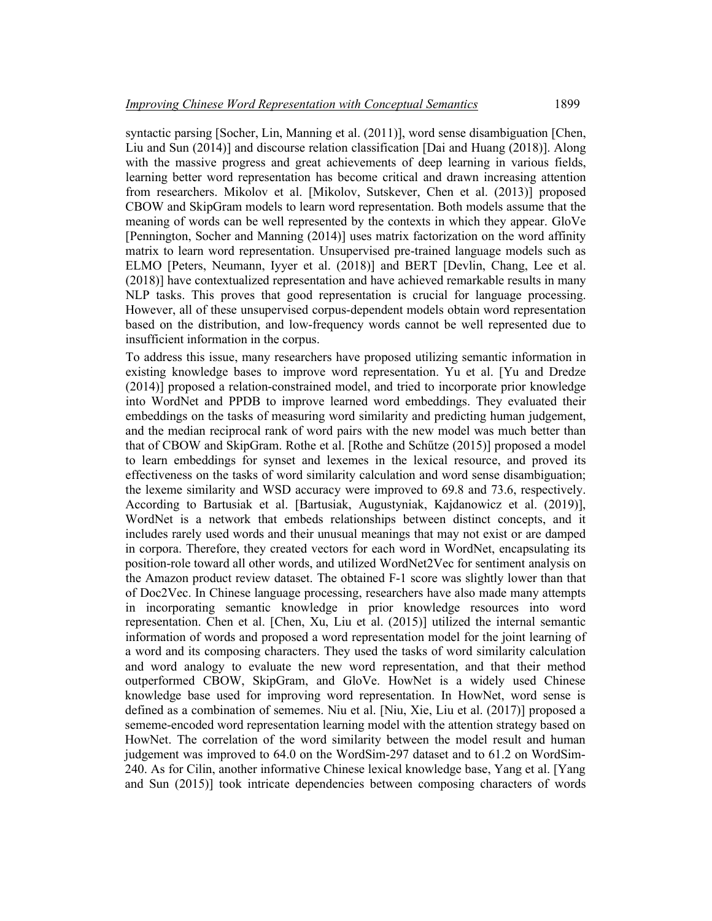syntactic parsing [Socher, Lin, Manning et al. (2011)], word sense disambiguation [Chen, Liu and Sun (2014)] and discourse relation classification [Dai and Huang (2018)]. Along with the massive progress and great achievements of deep learning in various fields, learning better word representation has become critical and drawn increasing attention from researchers. Mikolov et al. [Mikolov, Sutskever, Chen et al. (2013)] proposed CBOW and SkipGram models to learn word representation. Both models assume that the meaning of words can be well represented by the contexts in which they appear. GloVe [Pennington, Socher and Manning (2014)] uses matrix factorization on the word affinity matrix to learn word representation. Unsupervised pre-trained language models such as ELMO [Peters, Neumann, Iyyer et al. (2018)] and BERT [Devlin, Chang, Lee et al. (2018)] have contextualized representation and have achieved remarkable results in many NLP tasks. This proves that good representation is crucial for language processing. However, all of these unsupervised corpus-dependent models obtain word representation based on the distribution, and low-frequency words cannot be well represented due to insufficient information in the corpus.

To address this issue, many researchers have proposed utilizing semantic information in existing knowledge bases to improve word representation. Yu et al. [Yu and Dredze (2014)] proposed a relation-constrained model, and tried to incorporate prior knowledge into WordNet and PPDB to improve learned word embeddings. They evaluated their embeddings on the tasks of measuring word similarity and predicting human judgement, and the median reciprocal rank of word pairs with the new model was much better than that of CBOW and SkipGram. Rothe et al. [Rothe and Schűtze (2015)] proposed a model to learn embeddings for synset and lexemes in the lexical resource, and proved its effectiveness on the tasks of word similarity calculation and word sense disambiguation; the lexeme similarity and WSD accuracy were improved to 69.8 and 73.6, respectively. According to Bartusiak et al. [Bartusiak, Augustyniak, Kajdanowicz et al. (2019)], WordNet is a network that embeds relationships between distinct concepts, and it includes rarely used words and their unusual meanings that may not exist or are damped in corpora. Therefore, they created vectors for each word in WordNet, encapsulating its position-role toward all other words, and utilized WordNet2Vec for sentiment analysis on the Amazon product review dataset. The obtained F-1 score was slightly lower than that of Doc2Vec. In Chinese language processing, researchers have also made many attempts in incorporating semantic knowledge in prior knowledge resources into word representation. Chen et al. [Chen, Xu, Liu et al. (2015)] utilized the internal semantic information of words and proposed a word representation model for the joint learning of a word and its composing characters. They used the tasks of word similarity calculation and word analogy to evaluate the new word representation, and that their method outperformed CBOW, SkipGram, and GloVe. HowNet is a widely used Chinese knowledge base used for improving word representation. In HowNet, word sense is defined as a combination of sememes. Niu et al. [Niu, Xie, Liu et al. (2017)] proposed a sememe-encoded word representation learning model with the attention strategy based on HowNet. The correlation of the word similarity between the model result and human judgement was improved to 64.0 on the WordSim-297 dataset and to 61.2 on WordSim-240. As for Cilin, another informative Chinese lexical knowledge base, Yang et al. [Yang and Sun (2015)] took intricate dependencies between composing characters of words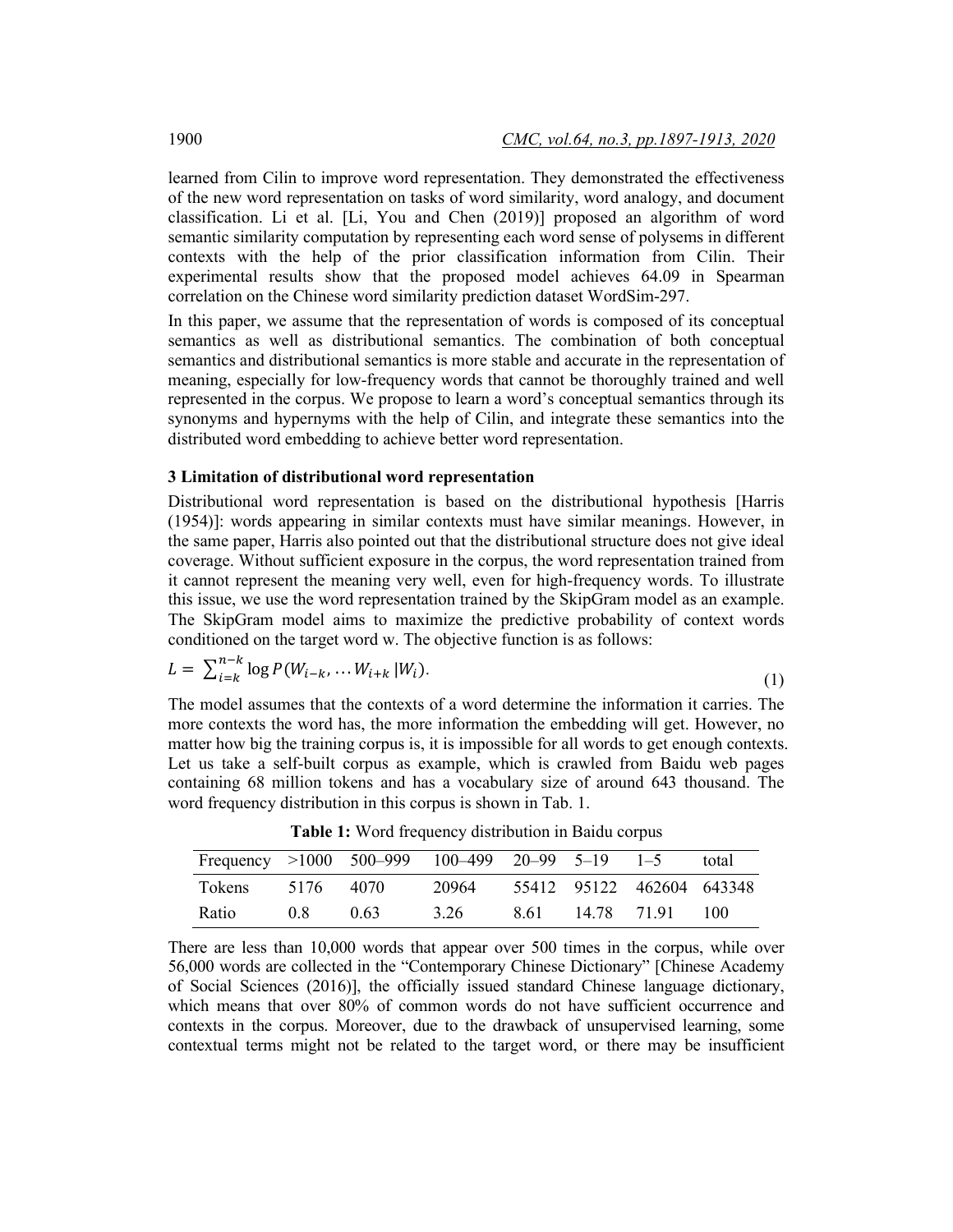learned from Cilin to improve word representation. They demonstrated the effectiveness of the new word representation on tasks of word similarity, word analogy, and document classification. Li et al. [Li, You and Chen (2019)] proposed an algorithm of word semantic similarity computation by representing each word sense of polysems in different contexts with the help of the prior classification information from Cilin. Their experimental results show that the proposed model achieves 64.09 in Spearman correlation on the Chinese word similarity prediction dataset WordSim-297.

In this paper, we assume that the representation of words is composed of its conceptual semantics as well as distributional semantics. The combination of both conceptual semantics and distributional semantics is more stable and accurate in the representation of meaning, especially for low-frequency words that cannot be thoroughly trained and well represented in the corpus. We propose to learn a word's conceptual semantics through its synonyms and hypernyms with the help of Cilin, and integrate these semantics into the distributed word embedding to achieve better word representation.

## 3 Limitation of distributional word representation

Distributional word representation is based on the distributional hypothesis [Harris (1954)]: words appearing in similar contexts must have similar meanings. However, in the same paper, Harris also pointed out that the distributional structure does not give ideal coverage. Without sufficient exposure in the corpus, the word representation trained from it cannot represent the meaning very well, even for high-frequency words. To illustrate this issue, we use the word representation trained by the SkipGram model as an example. The SkipGram model aims to maximize the predictive probability of context words conditioned on the target word w. The objective function is as follows:

$$L = \sum_{i=k}^{n-k} \log P(W_{i-k}, \dots W_{i+k} \mid W_i). \tag{1}$$

The model assumes that the contexts of a word determine the information it carries. The more contexts the word has, the more information the embedding will get. However, no matter how big the training corpus is, it is impossible for all words to get enough contexts. Let us take a self-built corpus as example, which is crawled from Baidu web pages containing 68 million tokens and has a vocabulary size of around 643 thousand. The word frequency distribution in this corpus is shown in Tab. 1.

**Table 1:** Word frequency distribution in Baidu corpus

| Frequency | >1000 | 500–999 | 100–499 | 20–99 | 5–19 | 1–5 | total |
|---|---|---|---|---|---|---|---|
| Tokens | 5176 | 4070 | 20964 | 55412 | 95122 | 462604 | 643348 |
| Ratio | 0.8 | 0.63 | 3.26 | 8.61 | 14.78 | 71.91 | 100 |

There are less than 10,000 words that appear over 500 times in the corpus, while over 56,000 words are collected in the "Contemporary Chinese Dictionary" [Chinese Academy of Social Sciences (2016)], the officially issued standard Chinese language dictionary, which means that over 80% of common words do not have sufficient occurrence and contexts in the corpus. Moreover, due to the drawback of unsupervised learning, some contextual terms might not be related to the target word, or there may be insufficient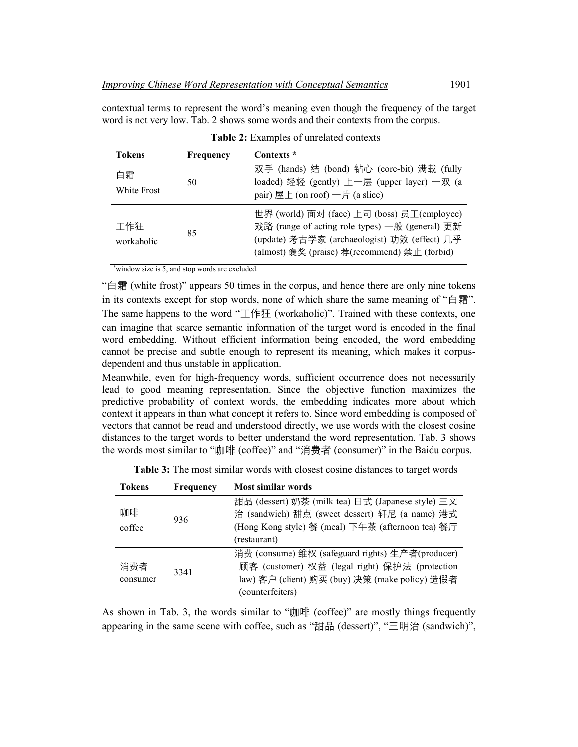contextual terms to represent the word's meaning even though the frequency of the target word is not very low. Tab. 2 shows some words and their contexts from the corpus.

**Table 2:** Examples of unrelated contexts

| Tokens | Frequency | Contexts * |
|---|---|---|
| 白霜 White Frost | 50 | 双手 (hands) 结 (bond) 钻心 (core-bit) 满载 (fully loaded) 轻轻 (gently) 上一层 (upper layer) 一双 (a pair) 屋上 (on roof) 一片 (a slice) |
| 工作狂 workaholic | 85 | 世界 (world) 面对 (face) 上司 (boss) 员工(employee) 戏路 (range of acting role types) 一般 (general) 更新 (update) 考古学家 (archaeologist) 功效 (effect) 几乎 (almost) 褒奖 (praise) 荐(recommend) 禁止 (forbid) |

*window size is 5, and stop words are excluded.

"白霜 (white frost)" appears 50 times in the corpus, and hence there are only nine tokens in its contexts except for stop words, none of which share the same meaning of "白霜". The same happens to the word "工作狂 (workaholic)". Trained with these contexts, one can imagine that scarce semantic information of the target word is encoded in the final word embedding. Without efficient information being encoded, the word embedding cannot be precise and subtle enough to represent its meaning, which makes it corpus-dependent and thus unstable in application.

Meanwhile, even for high-frequency words, sufficient occurrence does not necessarily lead to good meaning representation. Since the objective function maximizes the predictive probability of context words, the embedding indicates more about which context it appears in than what concept it refers to. Since word embedding is composed of vectors that cannot be read and understood directly, we use words with the closest cosine distances to the target words to better understand the word representation. Tab. 3 shows the words most similar to "咖啡 (coffee)" and "消费者 (consumer)" in the Baidu corpus.

**Table 3:** The most similar words with closest cosine distances to target words

| Tokens | Frequency | Most similar words |
|---|---|---|
| 咖啡 coffee | 936 | 甜品 (dessert) 奶茶 (milk tea) 日式 (Japanese style) 三文治 (sandwich) 甜点 (sweet dessert) 轩尼 (a name) 港式 (Hong Kong style) 餐 (meal) 下午茶 (afternoon tea) 餐厅 (restaurant) |
| 消费者 consumer | 3341 | 消费 (consume) 维权 (safeguard rights) 生产者(producer) 顾客 (customer) 权益 (legal right) 保护法 (protection law) 客户 (client) 购买 (buy) 决策 (make policy) 造假者 (counterfeiters) |

As shown in Tab. 3, the words similar to "咖啡 (coffee)" are mostly things frequently appearing in the same scene with coffee, such as "甜品 (dessert)", "三明治 (sandwich)",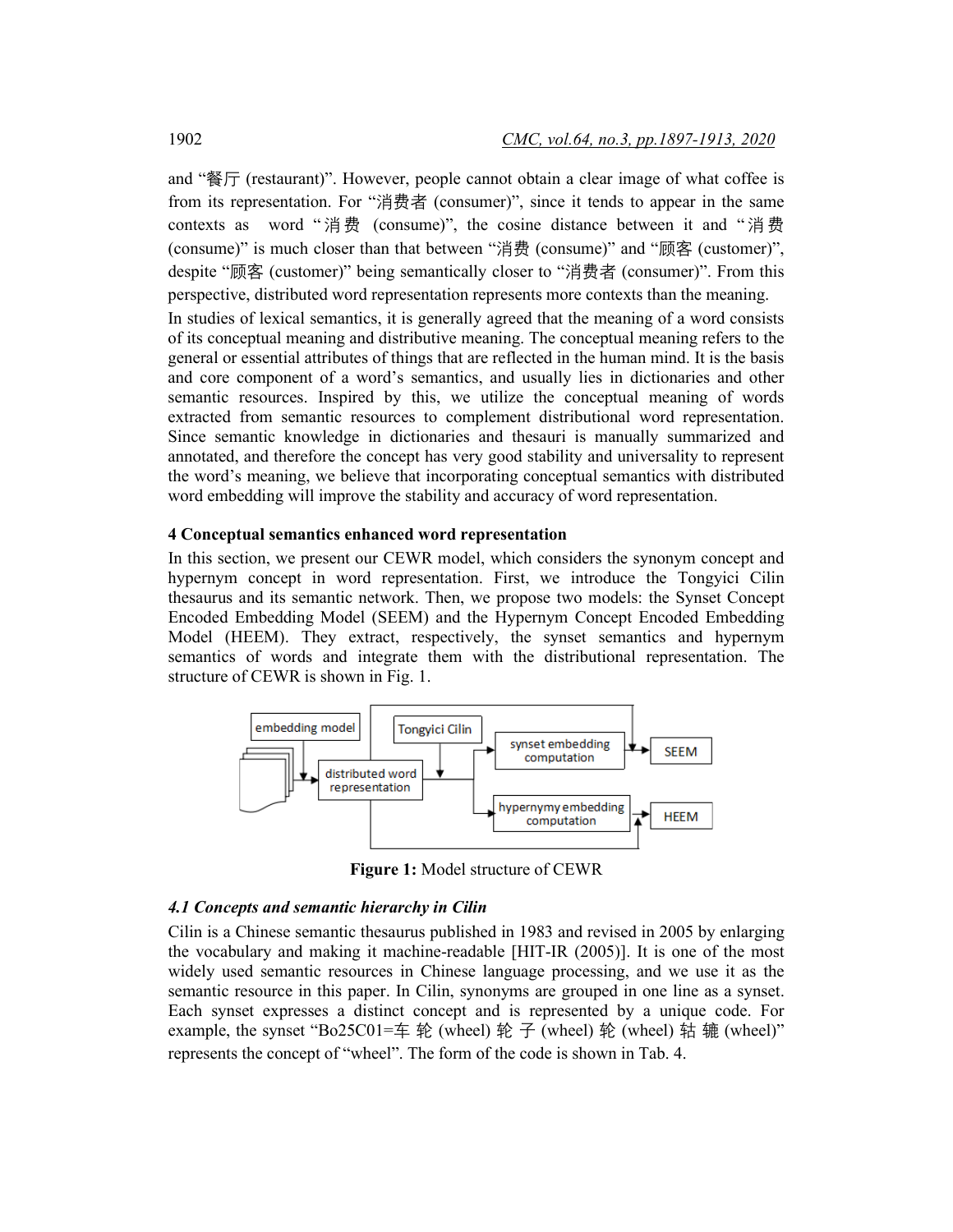and "餐厅 (restaurant)". However, people cannot obtain a clear image of what coffee is from its representation. For "消费者 (consumer)", since it tends to appear in the same contexts as word "消费 (consume)", the cosine distance between it and "消费 (consume)" is much closer than that between "消费 (consume)" and "顾客 (customer)", despite "顾客 (customer)" being semantically closer to "消费者 (consumer)". From this perspective, distributed word representation represents more contexts than the meaning.

In studies of lexical semantics, it is generally agreed that the meaning of a word consists of its conceptual meaning and distributive meaning. The conceptual meaning refers to the general or essential attributes of things that are reflected in the human mind. It is the basis and core component of a word's semantics, and usually lies in dictionaries and other semantic resources. Inspired by this, we utilize the conceptual meaning of words extracted from semantic resources to complement distributional word representation. Since semantic knowledge in dictionaries and thesauri is manually summarized and annotated, and therefore the concept has very good stability and universality to represent the word's meaning, we believe that incorporating conceptual semantics with distributed word embedding will improve the stability and accuracy of word representation.

## 4 Conceptual semantics enhanced word representation

In this section, we present our CEWR model, which considers the synonym concept and hypernym concept in word representation. First, we introduce the Tongyici Cilin thesaurus and its semantic network. Then, we propose two models: the Synset Concept Encoded Embedding Model (SEEM) and the Hypernym Concept Encoded Embedding Model (HEEM). They extract, respectively, the synset semantics and hypernym semantics of words and integrate them with the distributional representation. The structure of CEWR is shown in Fig. 1.

embedding model | Tongyici Cilin | distributed word representation | synset embedding computation | SEEM | hypernymy embedding computation | HEEM

**Figure 1:** Model structure of CEWR

### *4.1 Concepts and semantic hierarchy in Cilin*

Cilin is a Chinese semantic thesaurus published in 1983 and revised in 2005 by enlarging the vocabulary and making it machine-readable [HIT-IR (2005)]. It is one of the most widely used semantic resources in Chinese language processing, and we use it as the semantic resource in this paper. In Cilin, synonyms are grouped in one line as a synset. Each synset expresses a distinct concept and is represented by a unique code. For example, the synset "Bo25C01=车轮 (wheel) 轮子 (wheel) 轮 (wheel) 轱辘 (wheel)" represents the concept of "wheel". The form of the code is shown in Tab. 4.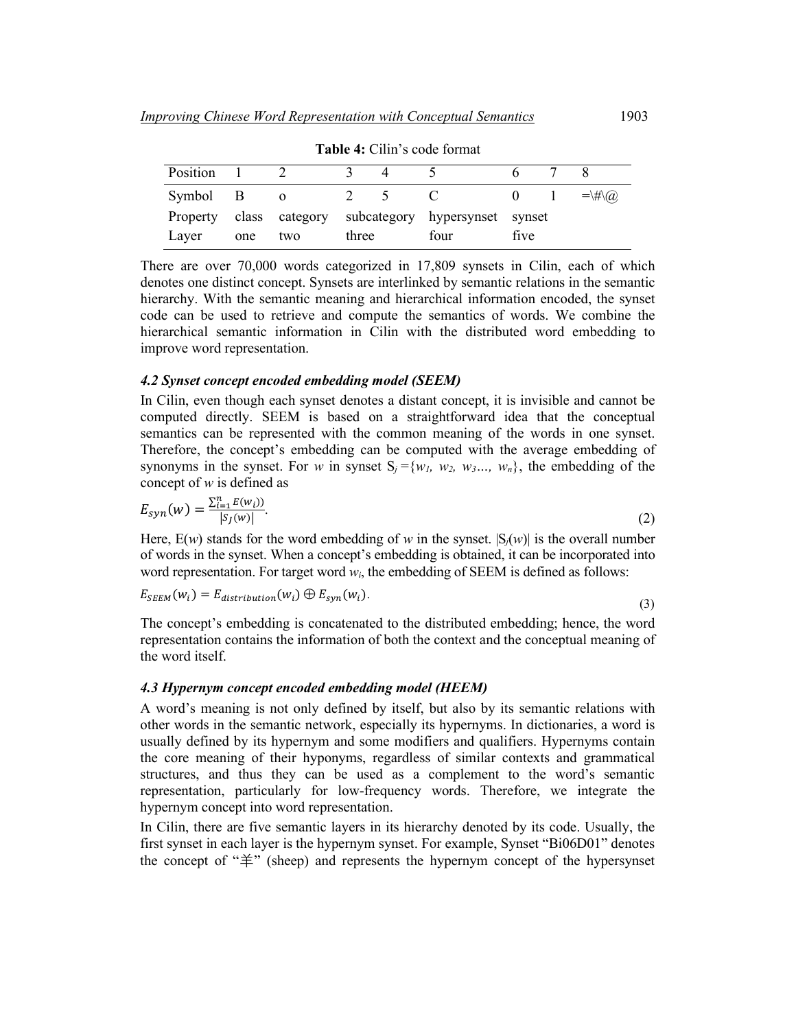**Table 4:** Cilin's code format

| Position | 1 | 2 | 3 | 4 | 5 | 6 | 7 | 8 |
|---|---|---|---|---|---|---|---|---|
| Symbol | B | o | 2 | 5 | C | 0 | 1 | =\#\@ |
| Property | class | category | subcategory | | hypersynset | synset | | |
| Layer | one | two | three | | four | five | | |

There are over 70,000 words categorized in 17,809 synsets in Cilin, each of which denotes one distinct concept. Synsets are interlinked by semantic relations in the semantic hierarchy. With the semantic meaning and hierarchical information encoded, the synset code can be used to retrieve and compute the semantics of words. We combine the hierarchical semantic information in Cilin with the distributed word embedding to improve word representation.

### *4.2 Synset concept encoded embedding model (SEEM)*

In Cilin, even though each synset denotes a distant concept, it is invisible and cannot be computed directly. SEEM is based on a straightforward idea that the conceptual semantics can be represented with the common meaning of the words in one synset. Therefore, the concept's embedding can be computed with the average embedding of synonyms in the synset. For $w$ in synset $S_j = \{w_1, w_2, w_3 \ldots, w_n\}$, the embedding of the concept of $w$ is defined as

$$E_{syn}(w) = \frac{\sum_{i=1}^{n} E(w_i))}{|S_J(w)|}. \tag{2}$$

Here, E($w$) stands for the word embedding of $w$ in the synset. $|S_j(w)|$ is the overall number of words in the synset. When a concept's embedding is obtained, it can be incorporated into word representation. For target word $w_i$, the embedding of SEEM is defined as follows:

$$E_{SEEM}(w_i) = E_{distribution}(w_i) \oplus E_{syn}(w_i). \tag{3}$$

The concept's embedding is concatenated to the distributed embedding; hence, the word representation contains the information of both the context and the conceptual meaning of the word itself.

### *4.3 Hypernym concept encoded embedding model (HEEM)*

A word's meaning is not only defined by itself, but also by its semantic relations with other words in the semantic network, especially its hypernyms. In dictionaries, a word is usually defined by its hypernym and some modifiers and qualifiers. Hypernyms contain the core meaning of their hyponyms, regardless of similar contexts and grammatical structures, and thus they can be used as a complement to the word's semantic representation, particularly for low-frequency words. Therefore, we integrate the hypernym concept into word representation.

In Cilin, there are five semantic layers in its hierarchy denoted by its code. Usually, the first synset in each layer is the hypernym synset. For example, Synset "Bi06D01" denotes the concept of "羊" (sheep) and represents the hypernym concept of the hypersynset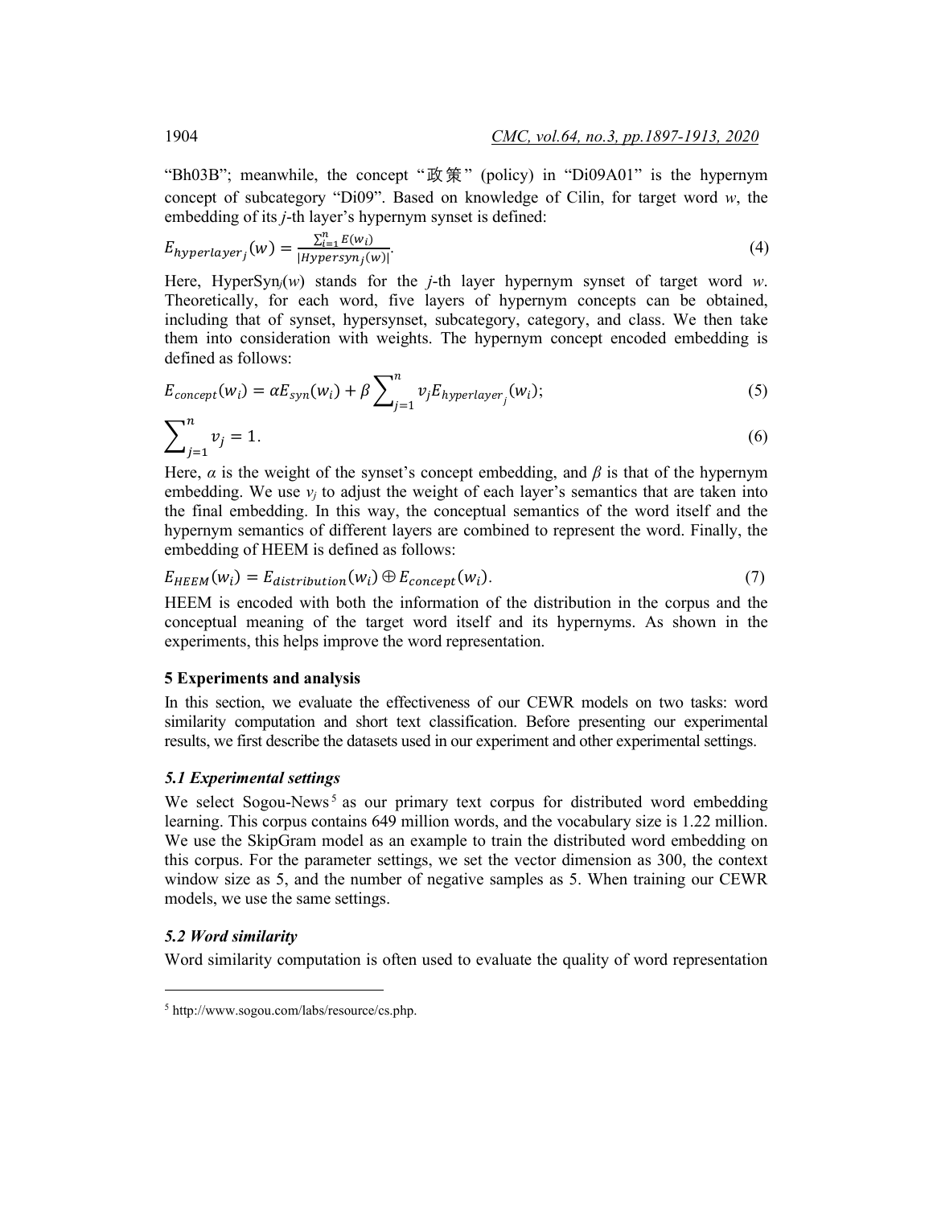"Bh03B"; meanwhile, the concept "政策" (policy) in "Di09A01" is the hypernym concept of subcategory "Di09". Based on knowledge of Cilin, for target word $w$, the embedding of its $j$-th layer's hypernym synset is defined:

$$E_{hyperlayer_j}(w) = \frac{\sum_{i=1}^{n} E(w_i)}{|Hypersyn_j(w)|}. \tag{4}$$

Here, $\text{HyperSyn}_j(w)$ stands for the $j$-th layer hypernym synset of target word $w$. Theoretically, for each word, five layers of hypernym concepts can be obtained, including that of synset, hypersynset, subcategory, category, and class. We then take them into consideration with weights. The hypernym concept encoded embedding is defined as follows:

$$E_{concept}(w_i) = \alpha E_{syn}(w_i) + \beta \sum_{j=1}^{n} v_j E_{hyperlayer_j}(w_i); \tag{5}$$

$$\sum_{j=1}^{n} v_j = 1. \tag{6}$$

Here, $\alpha$ is the weight of the synset's concept embedding, and $\beta$ is that of the hypernym embedding. We use $v_j$ to adjust the weight of each layer's semantics that are taken into the final embedding. In this way, the conceptual semantics of the word itself and the hypernym semantics of different layers are combined to represent the word. Finally, the embedding of HEEM is defined as follows:

$$E_{HEEM}(w_i) = E_{distribution}(w_i) \oplus E_{concept}(w_i). \tag{7}$$

HEEM is encoded with both the information of the distribution in the corpus and the conceptual meaning of the target word itself and its hypernyms. As shown in the experiments, this helps improve the word representation.

## 5 Experiments and analysis

In this section, we evaluate the effectiveness of our CEWR models on two tasks: word similarity computation and short text classification. Before presenting our experimental results, we first describe the datasets used in our experiment and other experimental settings.

### *5.1 Experimental settings*

We select Sogou-News[5] as our primary text corpus for distributed word embedding learning. This corpus contains 649 million words, and the vocabulary size is 1.22 million. We use the SkipGram model as an example to train the distributed word embedding on this corpus. For the parameter settings, we set the vector dimension as 300, the context window size as 5, and the number of negative samples as 5. When training our CEWR models, we use the same settings.

### *5.2 Word similarity*

Word similarity computation is often used to evaluate the quality of word representation

[5] http://www.sogou.com/labs/resource/cs.php.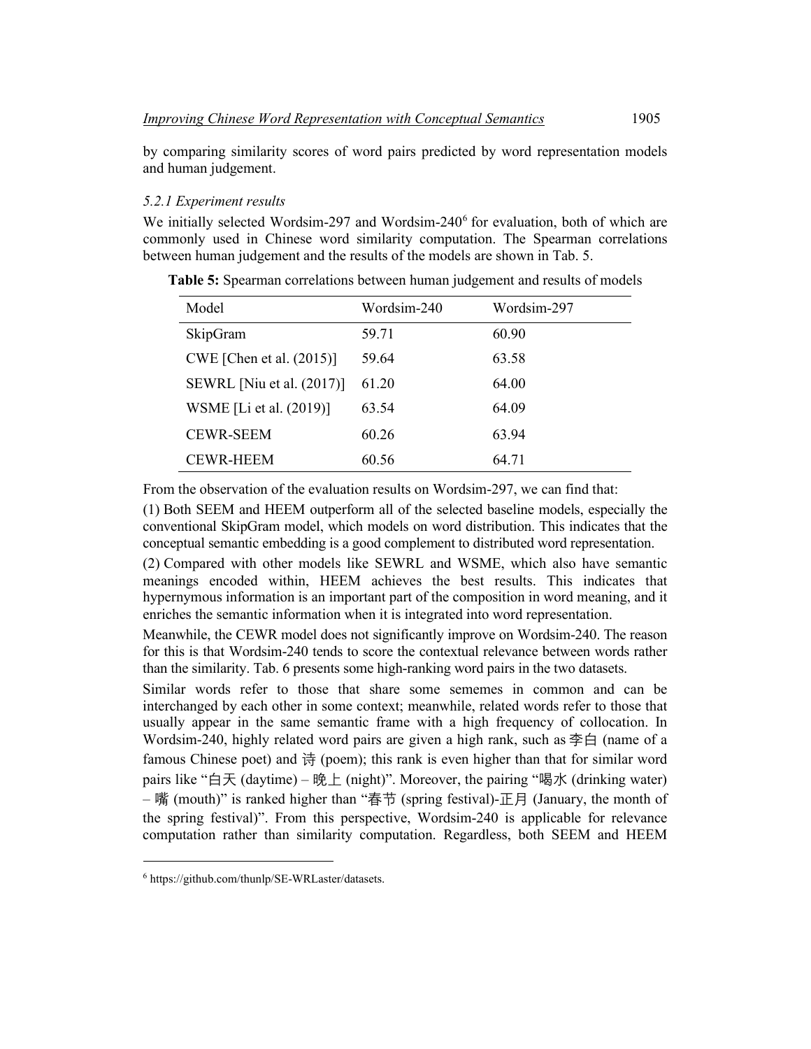by comparing similarity scores of word pairs predicted by word representation models and human judgement.

### *5.2.1 Experiment results*

We initially selected Wordsim-297 and Wordsim-240[6] for evaluation, both of which are commonly used in Chinese word similarity computation. The Spearman correlations between human judgement and the results of the models are shown in Tab. 5.

**Table 5:** Spearman correlations between human judgement and results of models

| Model | Wordsim-240 | Wordsim-297 |
|---|---|---|
| SkipGram | 59.71 | 60.90 |
| CWE [Chen et al. (2015)] | 59.64 | 63.58 |
| SEWRL [Niu et al. (2017)] | 61.20 | 64.00 |
| WSME [Li et al. (2019)] | 63.54 | 64.09 |
| CEWR-SEEM | 60.26 | 63.94 |
| CEWR-HEEM | 60.56 | 64.71 |

From the observation of the evaluation results on Wordsim-297, we can find that:

(1) Both SEEM and HEEM outperform all of the selected baseline models, especially the conventional SkipGram model, which models on word distribution. This indicates that the conceptual semantic embedding is a good complement to distributed word representation.

(2) Compared with other models like SEWRL and WSME, which also have semantic meanings encoded within, HEEM achieves the best results. This indicates that hypernymous information is an important part of the composition in word meaning, and it enriches the semantic information when it is integrated into word representation.

Meanwhile, the CEWR model does not significantly improve on Wordsim-240. The reason for this is that Wordsim-240 tends to score the contextual relevance between words rather than the similarity. Tab. 6 presents some high-ranking word pairs in the two datasets.

Similar words refer to those that share some sememes in common and can be interchanged by each other in some context; meanwhile, related words refer to those that usually appear in the same semantic frame with a high frequency of collocation. In Wordsim-240, highly related word pairs are given a high rank, such as 李白 (name of a famous Chinese poet) and 诗 (poem); this rank is even higher than that for similar word pairs like "白天 (daytime) – 晚上 (night)". Moreover, the pairing "喝水 (drinking water) – 嘴 (mouth)" is ranked higher than "春节 (spring festival)-正月 (January, the month of the spring festival)". From this perspective, Wordsim-240 is applicable for relevance computation rather than similarity computation. Regardless, both SEEM and HEEM

[6] https://github.com/thunlp/SE-WRLaster/datasets.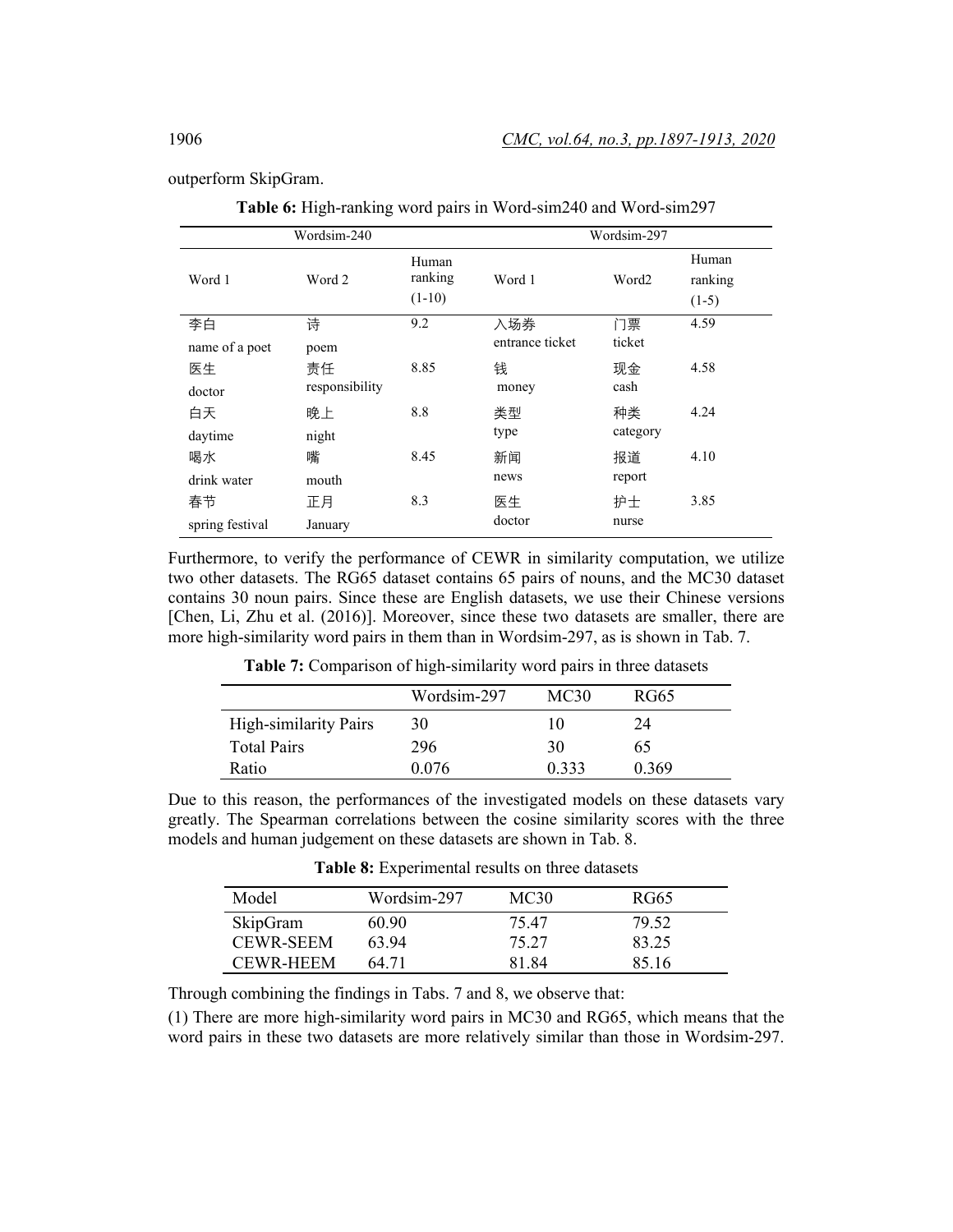outperform SkipGram.

**Table 6:** High-ranking word pairs in Word-sim240 and Word-sim297

| Wordsim-240 | | | Wordsim-297 | | |
|---|---|---|---|---|---|
| Word 1 | Word 2 | Human ranking (1-10) | Word 1 | Word2 | Human ranking (1-5) |
| 李白<br>name of a poet | 诗<br>poem | 9.2 | 入场券<br>entrance ticket | 门票<br>ticket | 4.59 |
| 医生<br>doctor | 责任<br>responsibility | 8.85 | 钱<br>money | 现金<br>cash | 4.58 |
| 白天<br>daytime | 晚上<br>night | 8.8 | 类型<br>type | 种类<br>category | 4.24 |
| 喝水<br>drink water | 嘴<br>mouth | 8.45 | 新闻<br>news | 报道<br>report | 4.10 |
| 春节<br>spring festival | 正月<br>January | 8.3 | 医生<br>doctor | 护士<br>nurse | 3.85 |

Furthermore, to verify the performance of CEWR in similarity computation, we utilize two other datasets. The RG65 dataset contains 65 pairs of nouns, and the MC30 dataset contains 30 noun pairs. Since these are English datasets, we use their Chinese versions [Chen, Li, Zhu et al. (2016)]. Moreover, since these two datasets are smaller, there are more high-similarity word pairs in them than in Wordsim-297, as is shown in Tab. 7.

**Table 7:** Comparison of high-similarity word pairs in three datasets

| | Wordsim-297 | MC30 | RG65 |
|---|---|---|---|
| High-similarity Pairs | 30 | 10 | 24 |
| Total Pairs | 296 | 30 | 65 |
| Ratio | 0.076 | 0.333 | 0.369 |

Due to this reason, the performances of the investigated models on these datasets vary greatly. The Spearman correlations between the cosine similarity scores with the three models and human judgement on these datasets are shown in Tab. 8.

**Table 8:** Experimental results on three datasets

| Model | Wordsim-297 | MC30 | RG65 |
|---|---|---|---|
| SkipGram | 60.90 | 75.47 | 79.52 |
| CEWR-SEEM | 63.94 | 75.27 | 83.25 |
| CEWR-HEEM | 64.71 | 81.84 | 85.16 |

Through combining the findings in Tabs. 7 and 8, we observe that:

(1) There are more high-similarity word pairs in MC30 and RG65, which means that the word pairs in these two datasets are more relatively similar than those in Wordsim-297.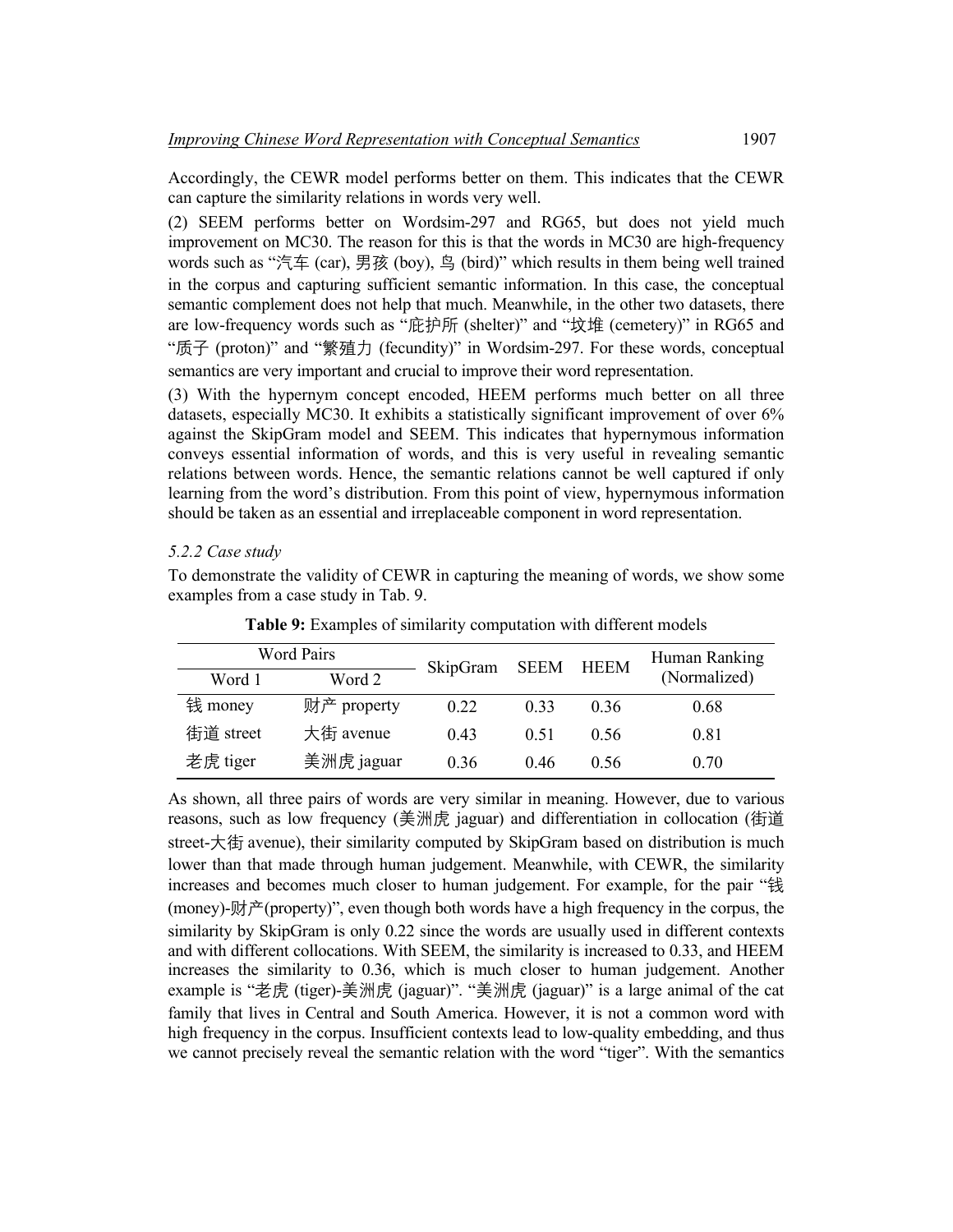Accordingly, the CEWR model performs better on them. This indicates that the CEWR can capture the similarity relations in words very well.

(2) SEEM performs better on Wordsim-297 and RG65, but does not yield much improvement on MC30. The reason for this is that the words in MC30 are high-frequency words such as "汽车 (car), 男孩 (boy), 鸟 (bird)" which results in them being well trained in the corpus and capturing sufficient semantic information. In this case, the conceptual semantic complement does not help that much. Meanwhile, in the other two datasets, there are low-frequency words such as "庇护所 (shelter)" and "坟堆 (cemetery)" in RG65 and "质子 (proton)" and "繁殖力 (fecundity)" in Wordsim-297. For these words, conceptual semantics are very important and crucial to improve their word representation.

(3) With the hypernym concept encoded, HEEM performs much better on all three datasets, especially MC30. It exhibits a statistically significant improvement of over 6% against the SkipGram model and SEEM. This indicates that hypernymous information conveys essential information of words, and this is very useful in revealing semantic relations between words. Hence, the semantic relations cannot be well captured if only learning from the word's distribution. From this point of view, hypernymous information should be taken as an essential and irreplaceable component in word representation.

### *5.2.2 Case study*

To demonstrate the validity of CEWR in capturing the meaning of words, we show some examples from a case study in Tab. 9.

**Table 9:** Examples of similarity computation with different models

| Word Pairs | | SkipGram | SEEM | HEEM | Human Ranking (Normalized) |
|---|---|---|---|---|---|
| Word 1 | Word 2 | | | | |
| 钱 money | 财产 property | 0.22 | 0.33 | 0.36 | 0.68 |
| 街道 street | 大街 avenue | 0.43 | 0.51 | 0.56 | 0.81 |
| 老虎 tiger | 美洲虎 jaguar | 0.36 | 0.46 | 0.56 | 0.70 |

As shown, all three pairs of words are very similar in meaning. However, due to various reasons, such as low frequency (美洲虎 jaguar) and differentiation in collocation (街道 street-大街 avenue), their similarity computed by SkipGram based on distribution is much lower than that made through human judgement. Meanwhile, with CEWR, the similarity increases and becomes much closer to human judgement. For example, for the pair "钱 (money)-财产(property)", even though both words have a high frequency in the corpus, the similarity by SkipGram is only 0.22 since the words are usually used in different contexts and with different collocations. With SEEM, the similarity is increased to 0.33, and HEEM increases the similarity to 0.36, which is much closer to human judgement. Another example is "老虎 (tiger)-美洲虎 (jaguar)". "美洲虎 (jaguar)" is a large animal of the cat family that lives in Central and South America. However, it is not a common word with high frequency in the corpus. Insufficient contexts lead to low-quality embedding, and thus we cannot precisely reveal the semantic relation with the word "tiger". With the semantics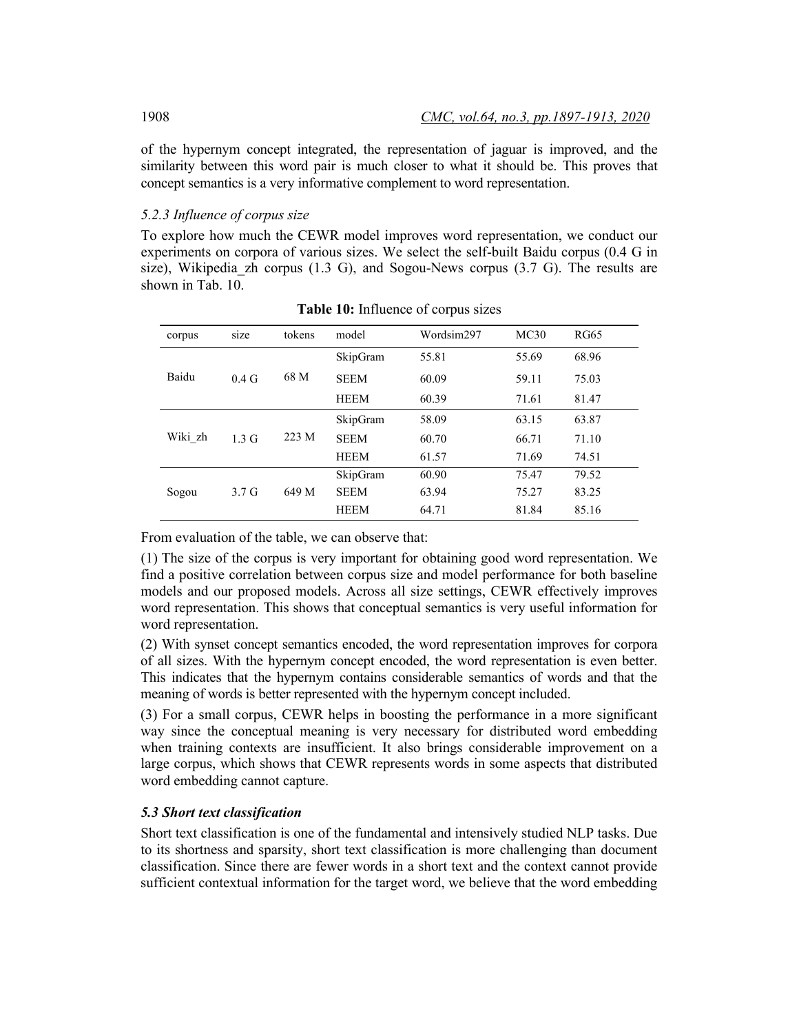of the hypernym concept integrated, the representation of jaguar is improved, and the similarity between this word pair is much closer to what it should be. This proves that concept semantics is a very informative complement to word representation.

#### *5.2.3 Influence of corpus size*

To explore how much the CEWR model improves word representation, we conduct our experiments on corpora of various sizes. We select the self-built Baidu corpus (0.4 G in size), Wikipedia_zh corpus (1.3 G), and Sogou-News corpus (3.7 G). The results are shown in Tab. 10.

**Table 10:** Influence of corpus sizes

| corpus | size | tokens | model | Wordsim297 | MC30 | RG65 |
|---|---|---|---|---|---|---|
| Baidu | 0.4 G | 68 M | SkipGram | 55.81 | 55.69 | 68.96 |
| | | | SEEM | 60.09 | 59.11 | 75.03 |
| | | | HEEM | 60.39 | 71.61 | 81.47 |
| Wiki_zh | 1.3 G | 223 M | SkipGram | 58.09 | 63.15 | 63.87 |
| | | | SEEM | 60.70 | 66.71 | 71.10 |
| | | | HEEM | 61.57 | 71.69 | 74.51 |
| Sogou | 3.7 G | 649 M | SkipGram | 60.90 | 75.47 | 79.52 |
| | | | SEEM | 63.94 | 75.27 | 83.25 |
| | | | HEEM | 64.71 | 81.84 | 85.16 |

From evaluation of the table, we can observe that:

(1) The size of the corpus is very important for obtaining good word representation. We find a positive correlation between corpus size and model performance for both baseline models and our proposed models. Across all size settings, CEWR effectively improves word representation. This shows that conceptual semantics is very useful information for word representation.

(2) With synset concept semantics encoded, the word representation improves for corpora of all sizes. With the hypernym concept encoded, the word representation is even better. This indicates that the hypernym contains considerable semantics of words and that the meaning of words is better represented with the hypernym concept included.

(3) For a small corpus, CEWR helps in boosting the performance in a more significant way since the conceptual meaning is very necessary for distributed word embedding when training contexts are insufficient. It also brings considerable improvement on a large corpus, which shows that CEWR represents words in some aspects that distributed word embedding cannot capture.

### *5.3 Short text classification*

Short text classification is one of the fundamental and intensively studied NLP tasks. Due to its shortness and sparsity, short text classification is more challenging than document classification. Since there are fewer words in a short text and the context cannot provide sufficient contextual information for the target word, we believe that the word embedding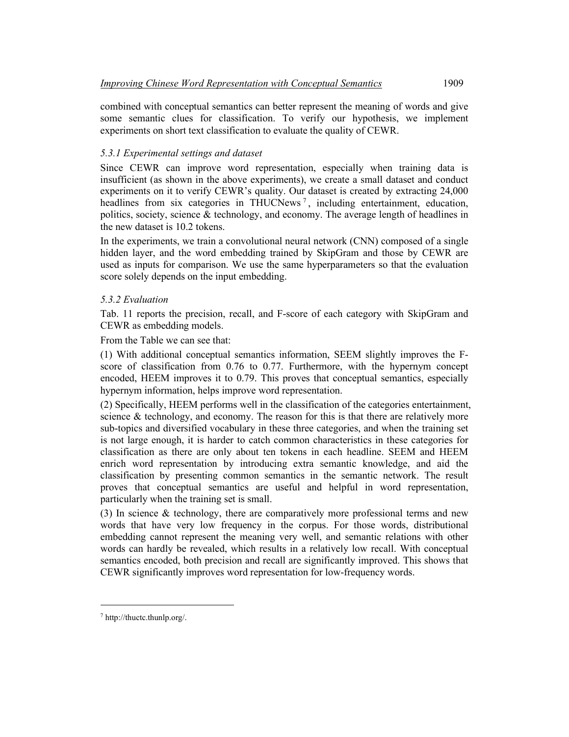combined with conceptual semantics can better represent the meaning of words and give some semantic clues for classification. To verify our hypothesis, we implement experiments on short text classification to evaluate the quality of CEWR.

### *5.3.1 Experimental settings and dataset*

Since CEWR can improve word representation, especially when training data is insufficient (as shown in the above experiments), we create a small dataset and conduct experiments on it to verify CEWR's quality. Our dataset is created by extracting 24,000 headlines from six categories in THUCNews[7], including entertainment, education, politics, society, science & technology, and economy. The average length of headlines in the new dataset is 10.2 tokens.

In the experiments, we train a convolutional neural network (CNN) composed of a single hidden layer, and the word embedding trained by SkipGram and those by CEWR are used as inputs for comparison. We use the same hyperparameters so that the evaluation score solely depends on the input embedding.

### *5.3.2 Evaluation*

Tab. 11 reports the precision, recall, and F-score of each category with SkipGram and CEWR as embedding models.

From the Table we can see that:

(1) With additional conceptual semantics information, SEEM slightly improves the F-score of classification from 0.76 to 0.77. Furthermore, with the hypernym concept encoded, HEEM improves it to 0.79. This proves that conceptual semantics, especially hypernym information, helps improve word representation.

(2) Specifically, HEEM performs well in the classification of the categories entertainment, science & technology, and economy. The reason for this is that there are relatively more sub-topics and diversified vocabulary in these three categories, and when the training set is not large enough, it is harder to catch common characteristics in these categories for classification as there are only about ten tokens in each headline. SEEM and HEEM enrich word representation by introducing extra semantic knowledge, and aid the classification by presenting common semantics in the semantic network. The result proves that conceptual semantics are useful and helpful in word representation, particularly when the training set is small.

(3) In science & technology, there are comparatively more professional terms and new words that have very low frequency in the corpus. For those words, distributional embedding cannot represent the meaning very well, and semantic relations with other words can hardly be revealed, which results in a relatively low recall. With conceptual semantics encoded, both precision and recall are significantly improved. This shows that CEWR significantly improves word representation for low-frequency words.

---

[7] http://thuctc.thunlp.org/.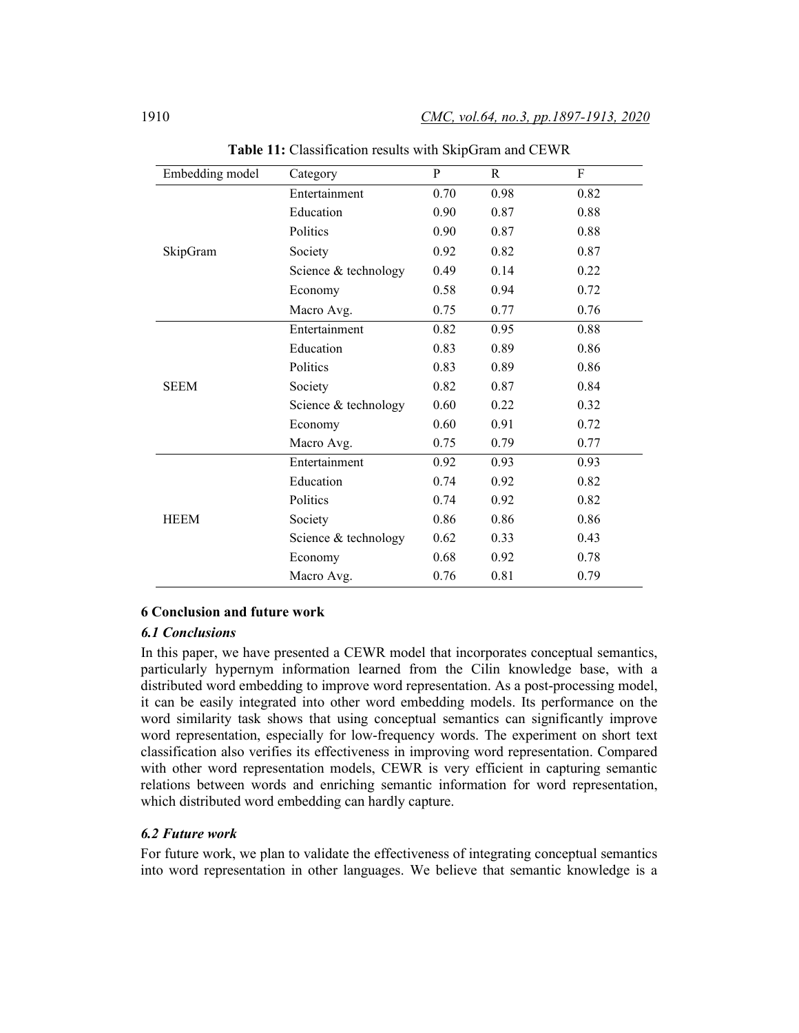**Table 11:** Classification results with SkipGram and CEWR

| Embedding model | Category | P | R | F |
|---|---|---|---|---|
| SkipGram | Entertainment | 0.70 | 0.98 | 0.82 |
| | Education | 0.90 | 0.87 | 0.88 |
| | Politics | 0.90 | 0.87 | 0.88 |
| | Society | 0.92 | 0.82 | 0.87 |
| | Science & technology | 0.49 | 0.14 | 0.22 |
| | Economy | 0.58 | 0.94 | 0.72 |
| | Macro Avg. | 0.75 | 0.77 | 0.76 |
| SEEM | Entertainment | 0.82 | 0.95 | 0.88 |
| | Education | 0.83 | 0.89 | 0.86 |
| | Politics | 0.83 | 0.89 | 0.86 |
| | Society | 0.82 | 0.87 | 0.84 |
| | Science & technology | 0.60 | 0.22 | 0.32 |
| | Economy | 0.60 | 0.91 | 0.72 |
| | Macro Avg. | 0.75 | 0.79 | 0.77 |
| HEEM | Entertainment | 0.92 | 0.93 | 0.93 |
| | Education | 0.74 | 0.92 | 0.82 |
| | Politics | 0.74 | 0.92 | 0.82 |
| | Society | 0.86 | 0.86 | 0.86 |
| | Science & technology | 0.62 | 0.33 | 0.43 |
| | Economy | 0.68 | 0.92 | 0.78 |
| | Macro Avg. | 0.76 | 0.81 | 0.79 |

## 6 Conclusion and future work

### *6.1 Conclusions*

In this paper, we have presented a CEWR model that incorporates conceptual semantics, particularly hypernym information learned from the Cilin knowledge base, with a distributed word embedding to improve word representation. As a post-processing model, it can be easily integrated into other word embedding models. Its performance on the word similarity task shows that using conceptual semantics can significantly improve word representation, especially for low-frequency words. The experiment on short text classification also verifies its effectiveness in improving word representation. Compared with other word representation models, CEWR is very efficient in capturing semantic relations between words and enriching semantic information for word representation, which distributed word embedding can hardly capture.

### *6.2 Future work*

For future work, we plan to validate the effectiveness of integrating conceptual semantics into word representation in other languages. We believe that semantic knowledge is a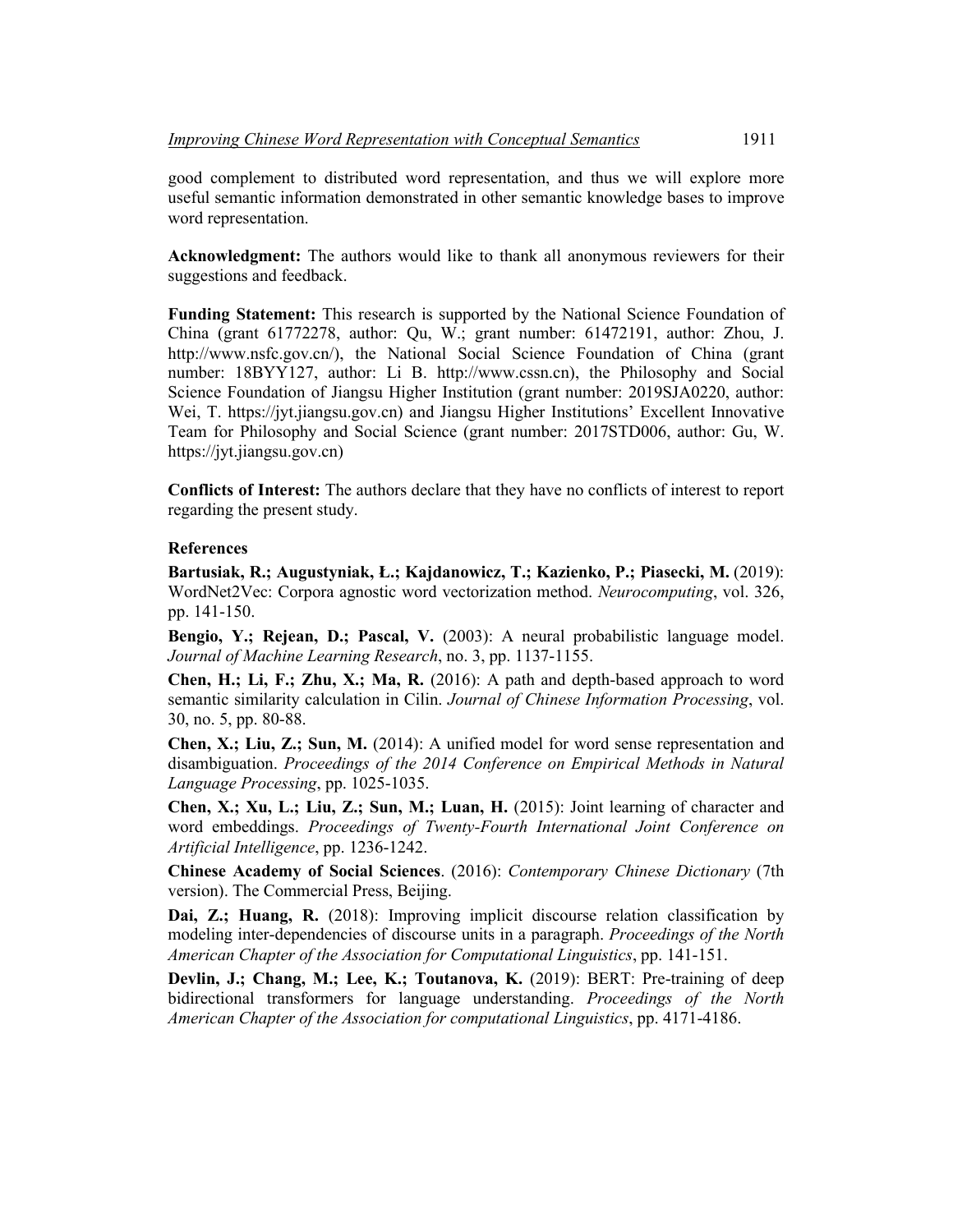good complement to distributed word representation, and thus we will explore more useful semantic information demonstrated in other semantic knowledge bases to improve word representation.

**Acknowledgment:** The authors would like to thank all anonymous reviewers for their suggestions and feedback.

**Funding Statement:** This research is supported by the National Science Foundation of China (grant 61772278, author: Qu, W.; grant number: 61472191, author: Zhou, J. http://www.nsfc.gov.cn/), the National Social Science Foundation of China (grant number: 18BYY127, author: Li B. http://www.cssn.cn), the Philosophy and Social Science Foundation of Jiangsu Higher Institution (grant number: 2019SJA0220, author: Wei, T. https://jyt.jiangsu.gov.cn) and Jiangsu Higher Institutions' Excellent Innovative Team for Philosophy and Social Science (grant number: 2017STD006, author: Gu, W. https://jyt.jiangsu.gov.cn)

**Conflicts of Interest:** The authors declare that they have no conflicts of interest to report regarding the present study.

## References

**Bartusiak, R.; Augustyniak, Ł.; Kajdanowicz, T.; Kazienko, P.; Piasecki, M.** (2019): WordNet2Vec: Corpora agnostic word vectorization method. *Neurocomputing*, vol. 326, pp. 141-150.

**Bengio, Y.; Rejean, D.; Pascal, V.** (2003): A neural probabilistic language model. *Journal of Machine Learning Research*, no. 3, pp. 1137-1155.

**Chen, H.; Li, F.; Zhu, X.; Ma, R.** (2016): A path and depth-based approach to word semantic similarity calculation in Cilin. *Journal of Chinese Information Processing*, vol. 30, no. 5, pp. 80-88.

**Chen, X.; Liu, Z.; Sun, M.** (2014): A unified model for word sense representation and disambiguation. *Proceedings of the 2014 Conference on Empirical Methods in Natural Language Processing*, pp. 1025-1035.

**Chen, X.; Xu, L.; Liu, Z.; Sun, M.; Luan, H.** (2015): Joint learning of character and word embeddings. *Proceedings of Twenty-Fourth International Joint Conference on Artificial Intelligence*, pp. 1236-1242.

**Chinese Academy of Social Sciences**. (2016): *Contemporary Chinese Dictionary* (7th version). The Commercial Press, Beijing.

**Dai, Z.; Huang, R.** (2018): Improving implicit discourse relation classification by modeling inter-dependencies of discourse units in a paragraph. *Proceedings of the North American Chapter of the Association for Computational Linguistics*, pp. 141-151.

**Devlin, J.; Chang, M.; Lee, K.; Toutanova, K.** (2019): BERT: Pre-training of deep bidirectional transformers for language understanding. *Proceedings of the North American Chapter of the Association for computational Linguistics*, pp. 4171-4186.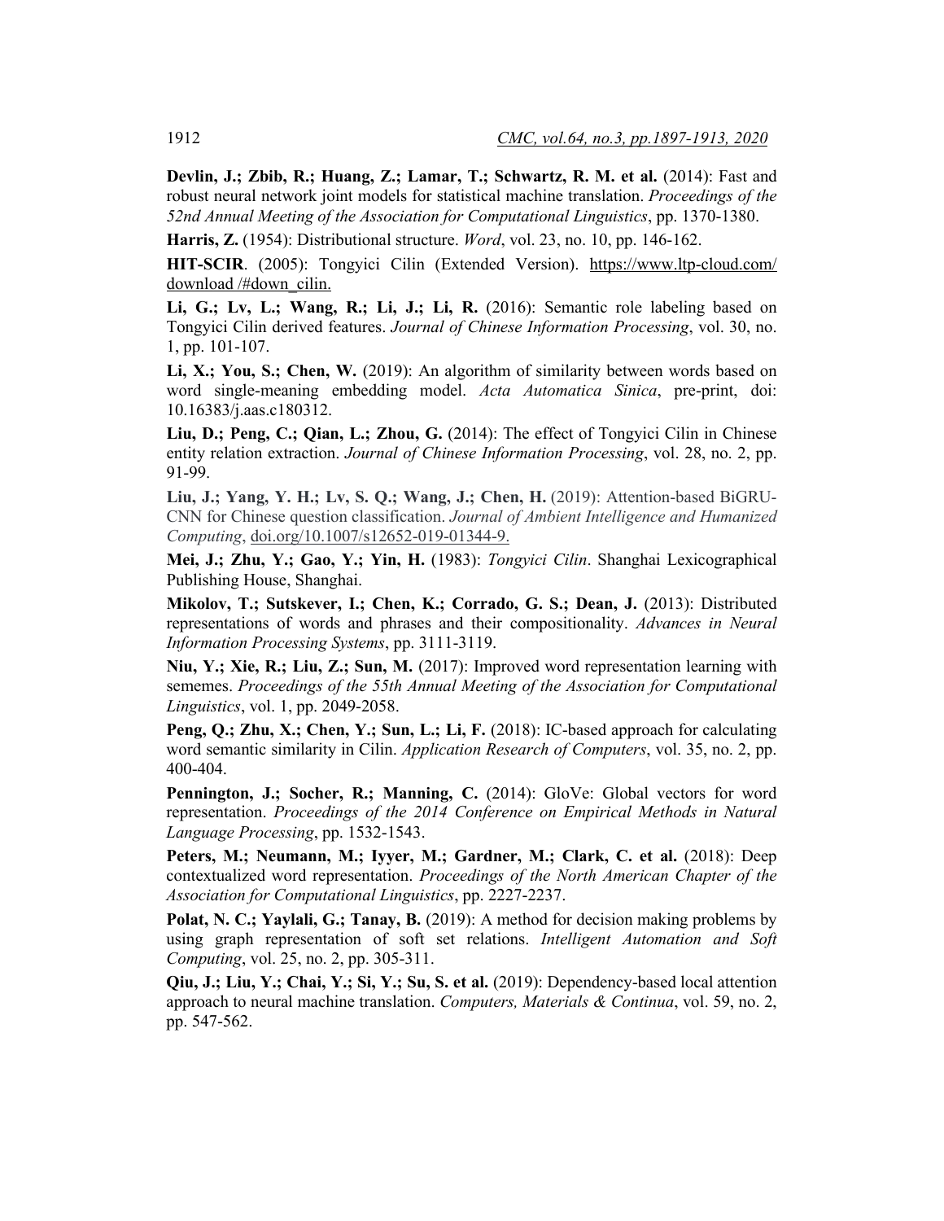**Devlin, J.; Zbib, R.; Huang, Z.; Lamar, T.; Schwartz, R. M. et al.** (2014): Fast and robust neural network joint models for statistical machine translation. *Proceedings of the 52nd Annual Meeting of the Association for Computational Linguistics*, pp. 1370-1380.

**Harris, Z.** (1954): Distributional structure. *Word*, vol. 23, no. 10, pp. 146-162.

**HIT-SCIR**. (2005): Tongyici Cilin (Extended Version). https://www.ltp-cloud.com/download /#down_cilin.

**Li, G.; Lv, L.; Wang, R.; Li, J.; Li, R.** (2016): Semantic role labeling based on Tongyici Cilin derived features. *Journal of Chinese Information Processing*, vol. 30, no. 1, pp. 101-107.

**Li, X.; You, S.; Chen, W.** (2019): An algorithm of similarity between words based on word single-meaning embedding model. *Acta Automatica Sinica*, pre-print, doi: 10.16383/j.aas.c180312.

**Liu, D.; Peng, C.; Qian, L.; Zhou, G.** (2014): The effect of Tongyici Cilin in Chinese entity relation extraction. *Journal of Chinese Information Processing*, vol. 28, no. 2, pp. 91-99.

**Liu, J.; Yang, Y. H.; Lv, S. Q.; Wang, J.; Chen, H.** (2019): Attention-based BiGRU-CNN for Chinese question classification. *Journal of Ambient Intelligence and Humanized Computing*, doi.org/10.1007/s12652-019-01344-9.

**Mei, J.; Zhu, Y.; Gao, Y.; Yin, H.** (1983): *Tongyici Cilin*. Shanghai Lexicographical Publishing House, Shanghai.

**Mikolov, T.; Sutskever, I.; Chen, K.; Corrado, G. S.; Dean, J.** (2013): Distributed representations of words and phrases and their compositionality. *Advances in Neural Information Processing Systems*, pp. 3111-3119.

**Niu, Y.; Xie, R.; Liu, Z.; Sun, M.** (2017): Improved word representation learning with sememes. *Proceedings of the 55th Annual Meeting of the Association for Computational Linguistics*, vol. 1, pp. 2049-2058.

**Peng, Q.; Zhu, X.; Chen, Y.; Sun, L.; Li, F.** (2018): IC-based approach for calculating word semantic similarity in Cilin. *Application Research of Computers*, vol. 35, no. 2, pp. 400-404.

**Pennington, J.; Socher, R.; Manning, C.** (2014): GloVe: Global vectors for word representation. *Proceedings of the 2014 Conference on Empirical Methods in Natural Language Processing*, pp. 1532-1543.

**Peters, M.; Neumann, M.; Iyyer, M.; Gardner, M.; Clark, C. et al.** (2018): Deep contextualized word representation. *Proceedings of the North American Chapter of the Association for Computational Linguistics*, pp. 2227-2237.

**Polat, N. C.; Yaylali, G.; Tanay, B.** (2019): A method for decision making problems by using graph representation of soft set relations. *Intelligent Automation and Soft Computing*, vol. 25, no. 2, pp. 305-311.

**Qiu, J.; Liu, Y.; Chai, Y.; Si, Y.; Su, S. et al.** (2019): Dependency-based local attention approach to neural machine translation. *Computers, Materials & Continua*, vol. 59, no. 2, pp. 547-562.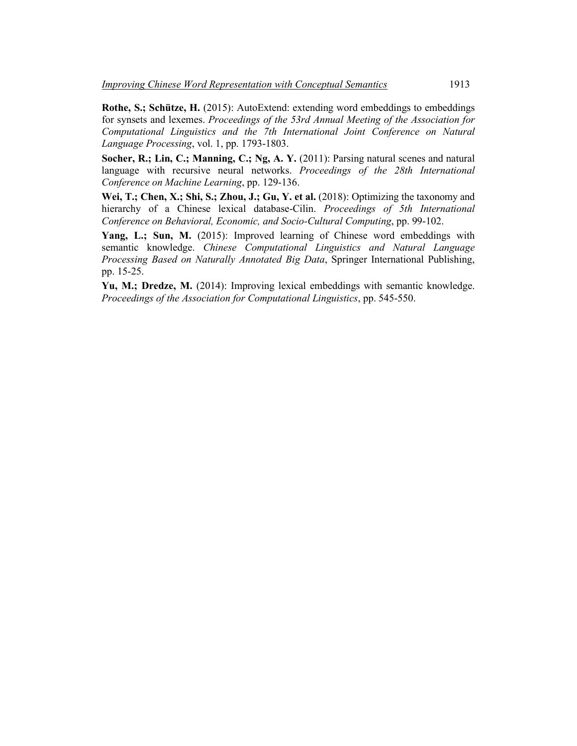**Rothe, S.; Schütze, H.** (2015): AutoExtend: extending word embeddings to embeddings for synsets and lexemes. *Proceedings of the 53rd Annual Meeting of the Association for Computational Linguistics and the 7th International Joint Conference on Natural Language Processing*, vol. 1, pp. 1793-1803.

**Socher, R.; Lin, C.; Manning, C.; Ng, A. Y.** (2011): Parsing natural scenes and natural language with recursive neural networks. *Proceedings of the 28th International Conference on Machine Learning*, pp. 129-136.

**Wei, T.; Chen, X.; Shi, S.; Zhou, J.; Gu, Y. et al.** (2018): Optimizing the taxonomy and hierarchy of a Chinese lexical database-Cilin. *Proceedings of 5th International Conference on Behavioral, Economic, and Socio-Cultural Computing*, pp. 99-102.

**Yang, L.; Sun, M.** (2015): Improved learning of Chinese word embeddings with semantic knowledge. *Chinese Computational Linguistics and Natural Language Processing Based on Naturally Annotated Big Data*, Springer International Publishing, pp. 15-25.

**Yu, M.; Dredze, M.** (2014): Improving lexical embeddings with semantic knowledge. *Proceedings of the Association for Computational Linguistics*, pp. 545-550.